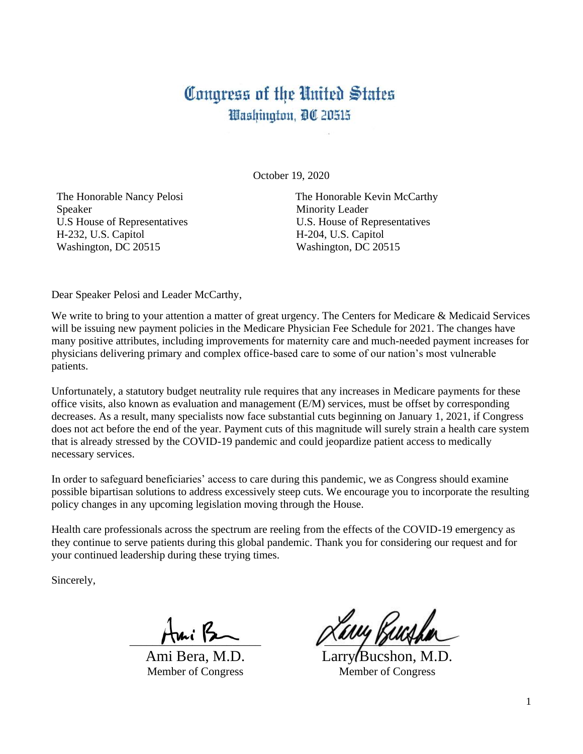# Congress of the United States
## Washington, DC 20515

October 19, 2020

The Honorable Nancy Pelosi
Speaker
U.S House of Representatives
H-232, U.S. Capitol
Washington, DC 20515

The Honorable Kevin McCarthy
Minority Leader
U.S. House of Representatives
H-204, U.S. Capitol
Washington, DC 20515

Dear Speaker Pelosi and Leader McCarthy,

We write to bring to your attention a matter of great urgency. The Centers for Medicare & Medicaid Services will be issuing new payment policies in the Medicare Physician Fee Schedule for 2021. The changes have many positive attributes, including improvements for maternity care and much-needed payment increases for physicians delivering primary and complex office-based care to some of our nation's most vulnerable patients.

Unfortunately, a statutory budget neutrality rule requires that any increases in Medicare payments for these office visits, also known as evaluation and management (E/M) services, must be offset by corresponding decreases. As a result, many specialists now face substantial cuts beginning on January 1, 2021, if Congress does not act before the end of the year. Payment cuts of this magnitude will surely strain a health care system that is already stressed by the COVID-19 pandemic and could jeopardize patient access to medically necessary services.

In order to safeguard beneficiaries' access to care during this pandemic, we as Congress should examine possible bipartisan solutions to address excessively steep cuts. We encourage you to incorporate the resulting policy changes in any upcoming legislation moving through the House.

Health care professionals across the spectrum are reeling from the effects of the COVID-19 emergency as they continue to serve patients during this global pandemic. Thank you for considering our request and for your continued leadership during these trying times.

Sincerely,

Ami Bera, M.D.
Member of Congress

Larry Bucshon, M.D.
Member of Congress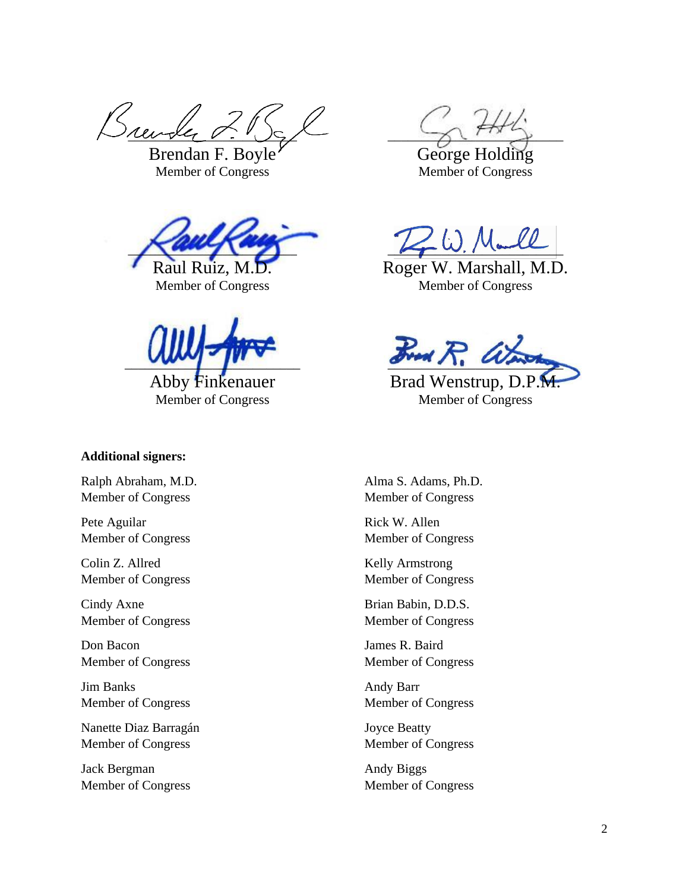Brendan F. Boyle
Member of Congress

George Holding
Member of Congress

Raul Ruiz, M.D.
Member of Congress

Roger W. Marshall, M.D.
Member of Congress

Abby Finkenauer
Member of Congress

Brad Wenstrup, D.P.M.
Member of Congress

**Additional signers:**

Ralph Abraham, M.D.
Member of Congress

Pete Aguilar
Member of Congress

Colin Z. Allred
Member of Congress

Cindy Axne
Member of Congress

Don Bacon
Member of Congress

Jim Banks
Member of Congress

Nanette Diaz Barragán
Member of Congress

Jack Bergman
Member of Congress

Alma S. Adams, Ph.D.
Member of Congress

Rick W. Allen
Member of Congress

Kelly Armstrong
Member of Congress

Brian Babin, D.D.S.
Member of Congress

James R. Baird
Member of Congress

Andy Barr
Member of Congress

Joyce Beatty
Member of Congress

Andy Biggs
Member of Congress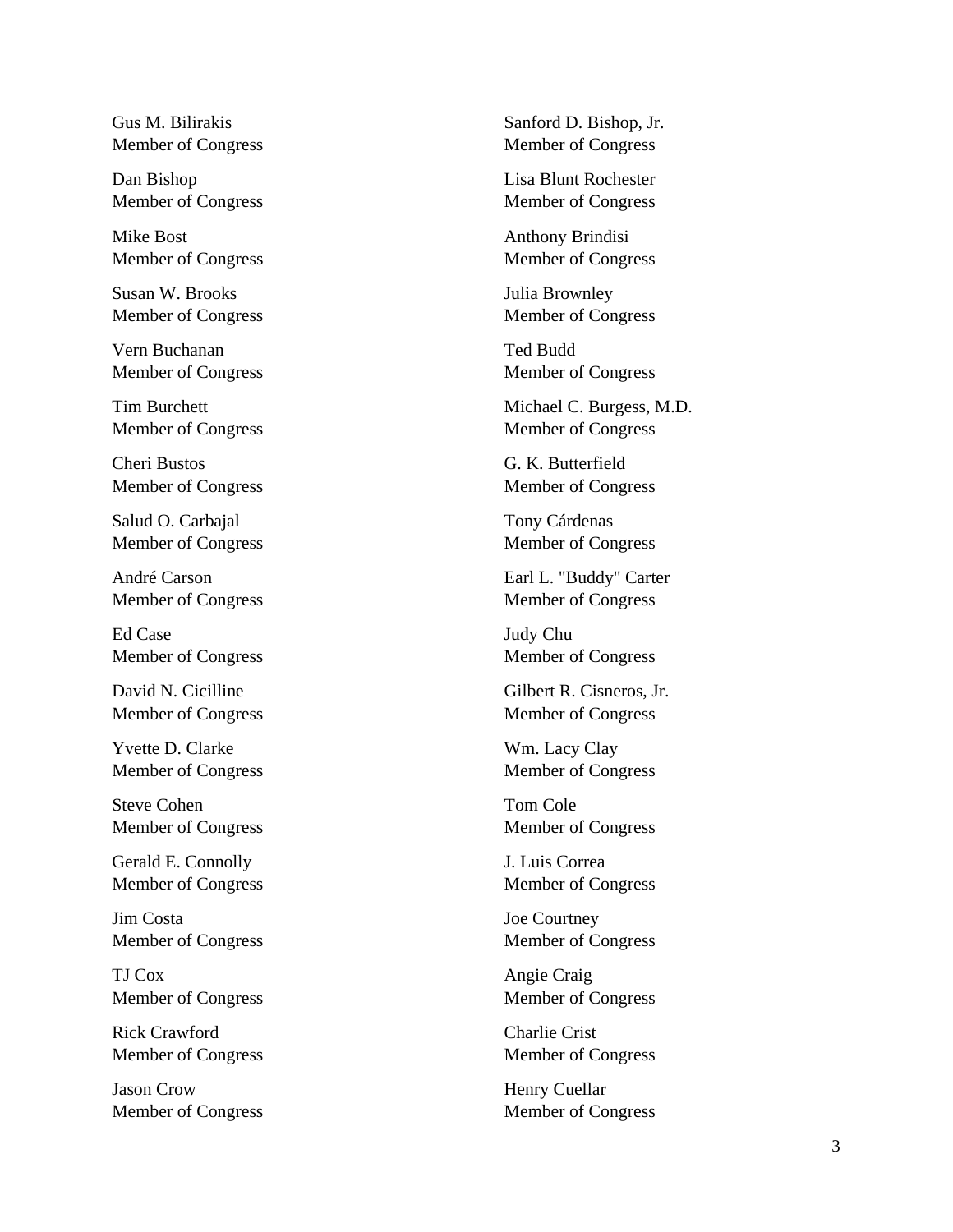Gus M. Bilirakis
Member of Congress

Sanford D. Bishop, Jr.
Member of Congress

Dan Bishop
Member of Congress

Lisa Blunt Rochester
Member of Congress

Mike Bost
Member of Congress

Anthony Brindisi
Member of Congress

Susan W. Brooks
Member of Congress

Julia Brownley
Member of Congress

Vern Buchanan
Member of Congress

Ted Budd
Member of Congress

Tim Burchett
Member of Congress

Michael C. Burgess, M.D.
Member of Congress

Cheri Bustos
Member of Congress

G. K. Butterfield
Member of Congress

Salud O. Carbajal
Member of Congress

Tony Cárdenas
Member of Congress

André Carson
Member of Congress

Earl L. "Buddy" Carter
Member of Congress

Ed Case
Member of Congress

Judy Chu
Member of Congress

David N. Cicilline
Member of Congress

Gilbert R. Cisneros, Jr.
Member of Congress

Yvette D. Clarke
Member of Congress

Wm. Lacy Clay
Member of Congress

Steve Cohen
Member of Congress

Tom Cole
Member of Congress

Gerald E. Connolly
Member of Congress

J. Luis Correa
Member of Congress

Jim Costa
Member of Congress

Joe Courtney
Member of Congress

TJ Cox
Member of Congress

Angie Craig
Member of Congress

Rick Crawford
Member of Congress

Charlie Crist
Member of Congress

Jason Crow
Member of Congress

Henry Cuellar
Member of Congress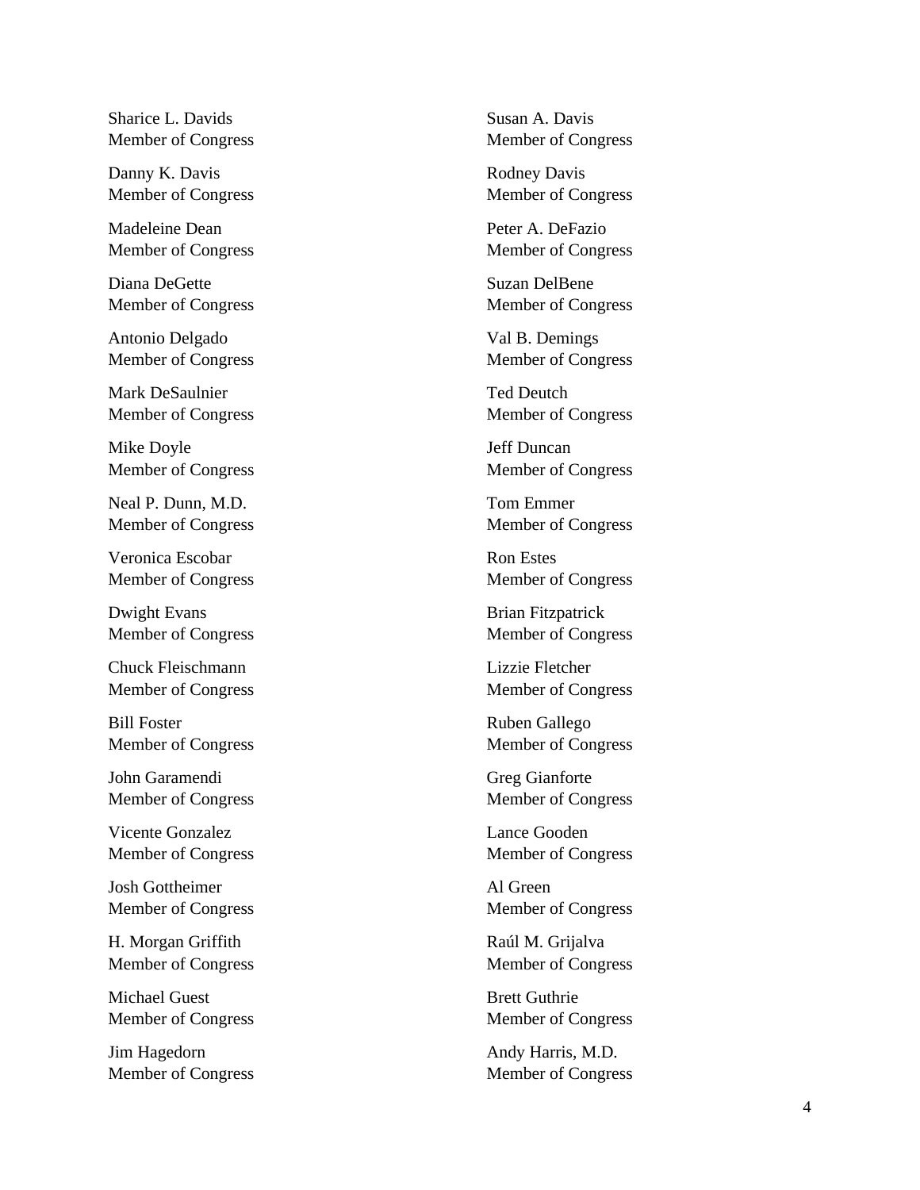Sharice L. Davids
Member of Congress

Susan A. Davis
Member of Congress

Danny K. Davis
Member of Congress

Rodney Davis
Member of Congress

Madeleine Dean
Member of Congress

Peter A. DeFazio
Member of Congress

Diana DeGette
Member of Congress

Suzan DelBene
Member of Congress

Antonio Delgado
Member of Congress

Val B. Demings
Member of Congress

Mark DeSaulnier
Member of Congress

Ted Deutch
Member of Congress

Mike Doyle
Member of Congress

Jeff Duncan
Member of Congress

Neal P. Dunn, M.D.
Member of Congress

Tom Emmer
Member of Congress

Veronica Escobar
Member of Congress

Ron Estes
Member of Congress

Dwight Evans
Member of Congress

Brian Fitzpatrick
Member of Congress

Chuck Fleischmann
Member of Congress

Lizzie Fletcher
Member of Congress

Bill Foster
Member of Congress

Ruben Gallego
Member of Congress

John Garamendi
Member of Congress

Greg Gianforte
Member of Congress

Vicente Gonzalez
Member of Congress

Lance Gooden
Member of Congress

Josh Gottheimer
Member of Congress

Al Green
Member of Congress

H. Morgan Griffith
Member of Congress

Raúl M. Grijalva
Member of Congress

Michael Guest
Member of Congress

Brett Guthrie
Member of Congress

Jim Hagedorn
Member of Congress

Andy Harris, M.D.
Member of Congress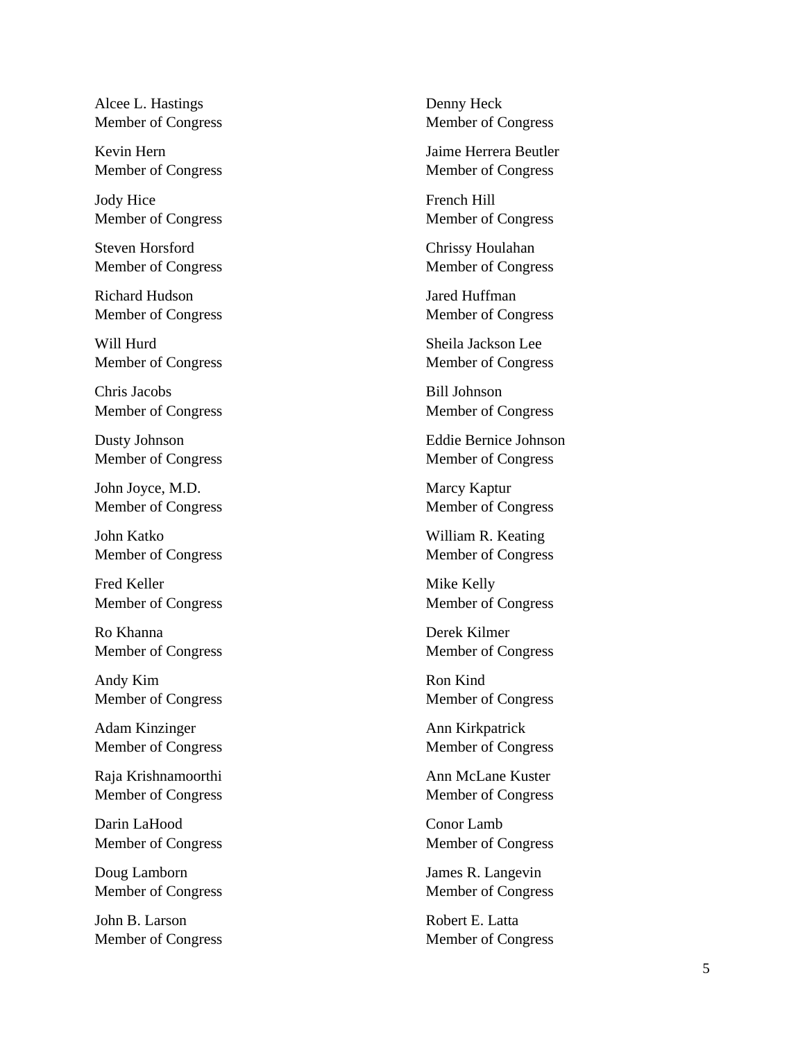Alcee L. Hastings
Member of Congress

Denny Heck
Member of Congress

Kevin Hern
Member of Congress

Jaime Herrera Beutler
Member of Congress

Jody Hice
Member of Congress

French Hill
Member of Congress

Steven Horsford
Member of Congress

Chrissy Houlahan
Member of Congress

Richard Hudson
Member of Congress

Jared Huffman
Member of Congress

Will Hurd
Member of Congress

Sheila Jackson Lee
Member of Congress

Chris Jacobs
Member of Congress

Bill Johnson
Member of Congress

Dusty Johnson
Member of Congress

Eddie Bernice Johnson
Member of Congress

John Joyce, M.D.
Member of Congress

Marcy Kaptur
Member of Congress

John Katko
Member of Congress

William R. Keating
Member of Congress

Fred Keller
Member of Congress

Mike Kelly
Member of Congress

Ro Khanna
Member of Congress

Derek Kilmer
Member of Congress

Andy Kim
Member of Congress

Ron Kind
Member of Congress

Adam Kinzinger
Member of Congress

Ann Kirkpatrick
Member of Congress

Raja Krishnamoorthi
Member of Congress

Ann McLane Kuster
Member of Congress

Darin LaHood
Member of Congress

Conor Lamb
Member of Congress

Doug Lamborn
Member of Congress

James R. Langevin
Member of Congress

John B. Larson
Member of Congress

Robert E. Latta
Member of Congress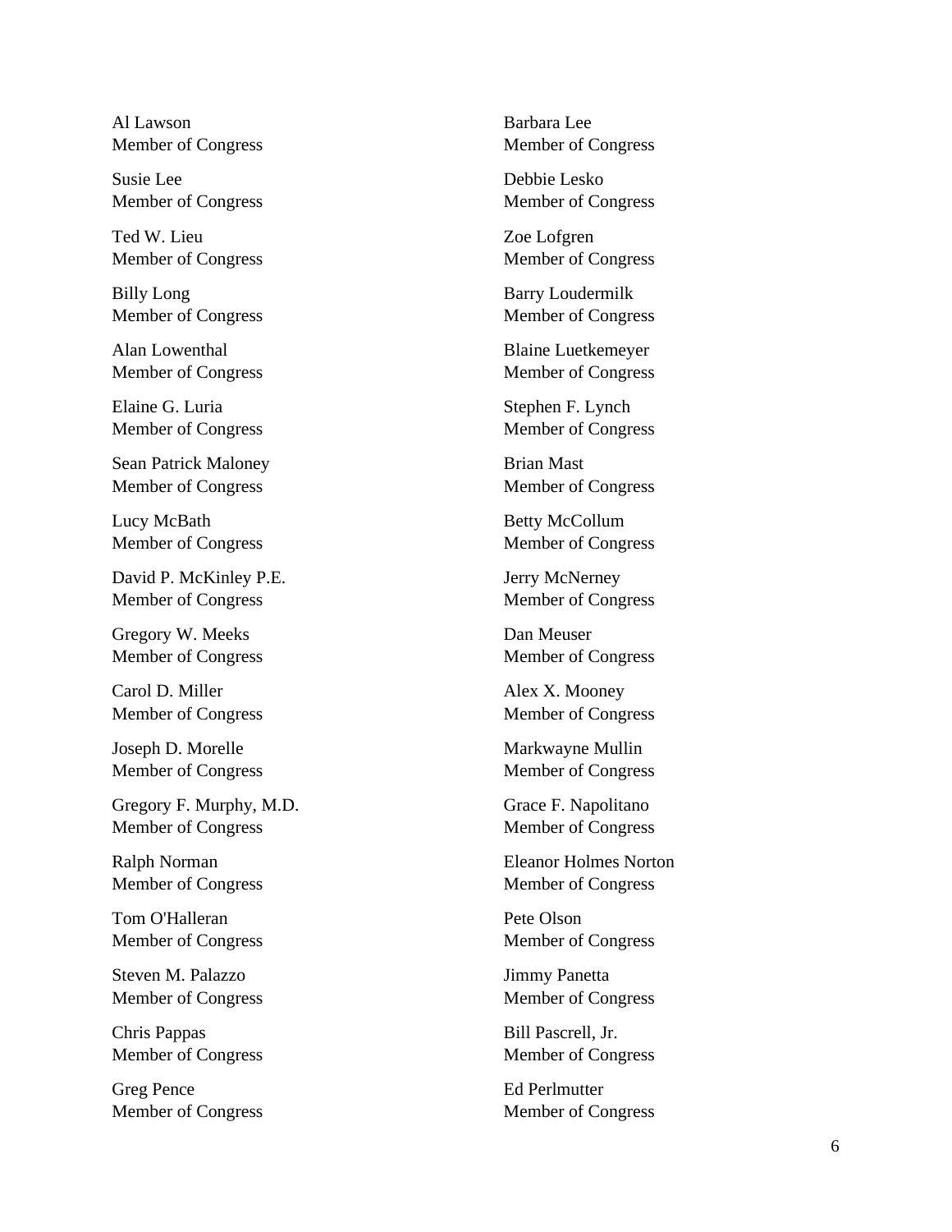Al Lawson
Member of Congress

Barbara Lee
Member of Congress

Susie Lee
Member of Congress

Debbie Lesko
Member of Congress

Ted W. Lieu
Member of Congress

Zoe Lofgren
Member of Congress

Billy Long
Member of Congress

Barry Loudermilk
Member of Congress

Alan Lowenthal
Member of Congress

Blaine Luetkemeyer
Member of Congress

Elaine G. Luria
Member of Congress

Stephen F. Lynch
Member of Congress

Sean Patrick Maloney
Member of Congress

Brian Mast
Member of Congress

Lucy McBath
Member of Congress

Betty McCollum
Member of Congress

David P. McKinley P.E.
Member of Congress

Jerry McNerney
Member of Congress

Gregory W. Meeks
Member of Congress

Dan Meuser
Member of Congress

Carol D. Miller
Member of Congress

Alex X. Mooney
Member of Congress

Joseph D. Morelle
Member of Congress

Markwayne Mullin
Member of Congress

Gregory F. Murphy, M.D.
Member of Congress

Grace F. Napolitano
Member of Congress

Ralph Norman
Member of Congress

Eleanor Holmes Norton
Member of Congress

Tom O'Halleran
Member of Congress

Pete Olson
Member of Congress

Steven M. Palazzo
Member of Congress

Jimmy Panetta
Member of Congress

Chris Pappas
Member of Congress

Bill Pascrell, Jr.
Member of Congress

Greg Pence
Member of Congress

Ed Perlmutter
Member of Congress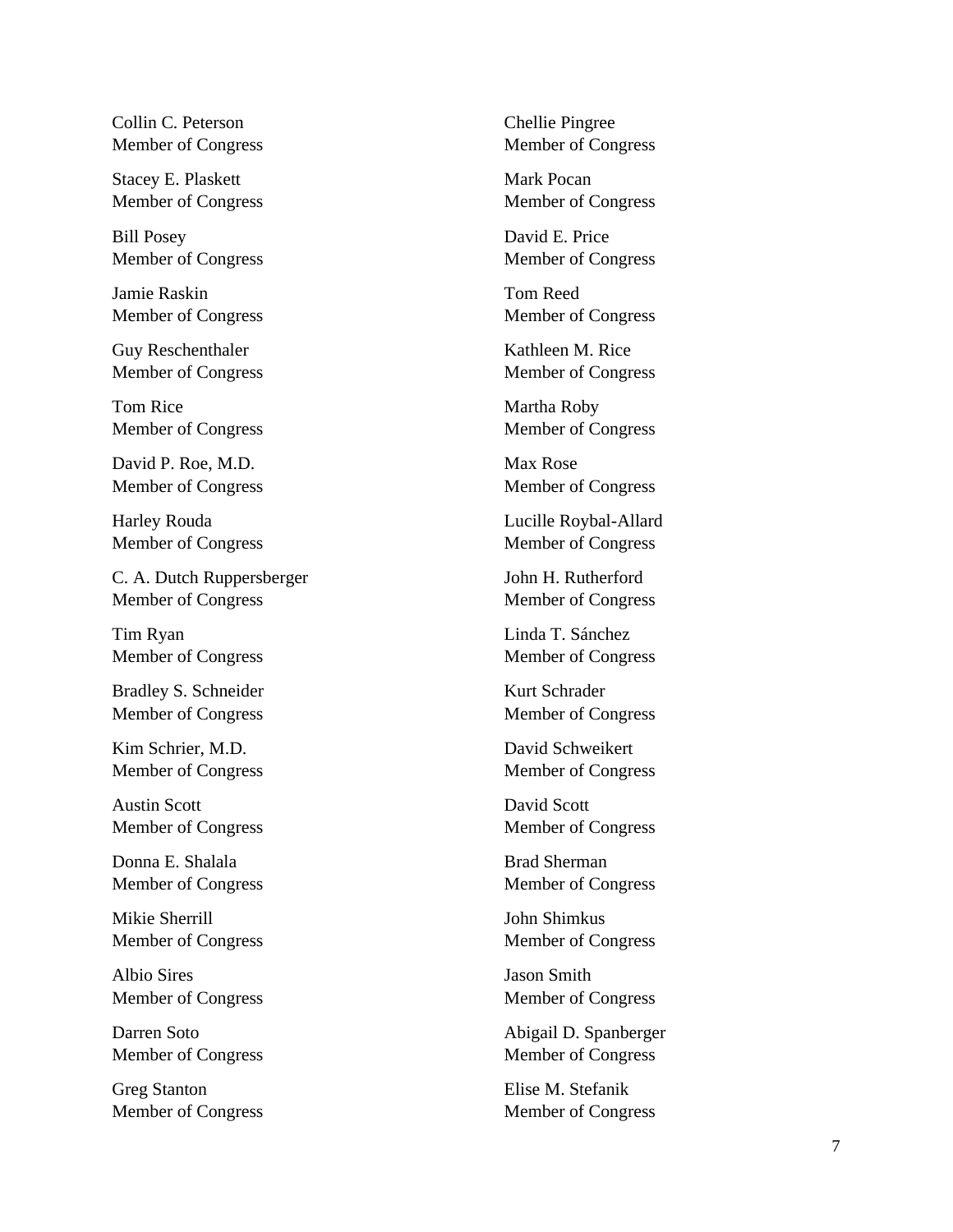Collin C. Peterson
Member of Congress

Chellie Pingree
Member of Congress

Stacey E. Plaskett
Member of Congress

Mark Pocan
Member of Congress

Bill Posey
Member of Congress

David E. Price
Member of Congress

Jamie Raskin
Member of Congress

Tom Reed
Member of Congress

Guy Reschenthaler
Member of Congress

Kathleen M. Rice
Member of Congress

Tom Rice
Member of Congress

Martha Roby
Member of Congress

David P. Roe, M.D.
Member of Congress

Max Rose
Member of Congress

Harley Rouda
Member of Congress

Lucille Roybal-Allard
Member of Congress

C. A. Dutch Ruppersberger
Member of Congress

John H. Rutherford
Member of Congress

Tim Ryan
Member of Congress

Linda T. Sánchez
Member of Congress

Bradley S. Schneider
Member of Congress

Kurt Schrader
Member of Congress

Kim Schrier, M.D.
Member of Congress

David Schweikert
Member of Congress

Austin Scott
Member of Congress

David Scott
Member of Congress

Donna E. Shalala
Member of Congress

Brad Sherman
Member of Congress

Mikie Sherrill
Member of Congress

John Shimkus
Member of Congress

Albio Sires
Member of Congress

Jason Smith
Member of Congress

Darren Soto
Member of Congress

Abigail D. Spanberger
Member of Congress

Greg Stanton
Member of Congress

Elise M. Stefanik
Member of Congress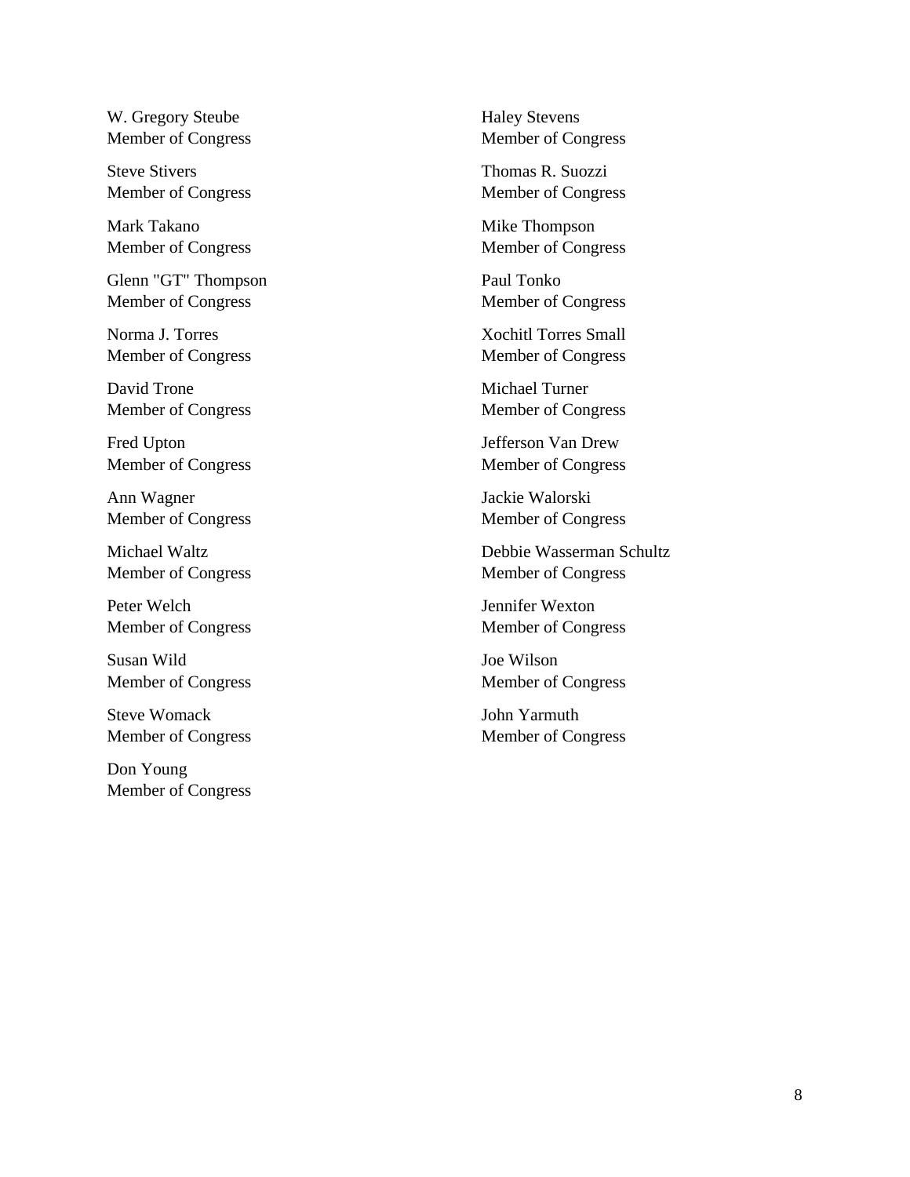W. Gregory Steube
Member of Congress

Haley Stevens
Member of Congress

Steve Stivers
Member of Congress

Thomas R. Suozzi
Member of Congress

Mark Takano
Member of Congress

Mike Thompson
Member of Congress

Glenn "GT" Thompson
Member of Congress

Paul Tonko
Member of Congress

Norma J. Torres
Member of Congress

Xochitl Torres Small
Member of Congress

David Trone
Member of Congress

Michael Turner
Member of Congress

Fred Upton
Member of Congress

Jefferson Van Drew
Member of Congress

Ann Wagner
Member of Congress

Jackie Walorski
Member of Congress

Michael Waltz
Member of Congress

Debbie Wasserman Schultz
Member of Congress

Peter Welch
Member of Congress

Jennifer Wexton
Member of Congress

Susan Wild
Member of Congress

Joe Wilson
Member of Congress

Steve Womack
Member of Congress

John Yarmuth
Member of Congress

Don Young
Member of Congress